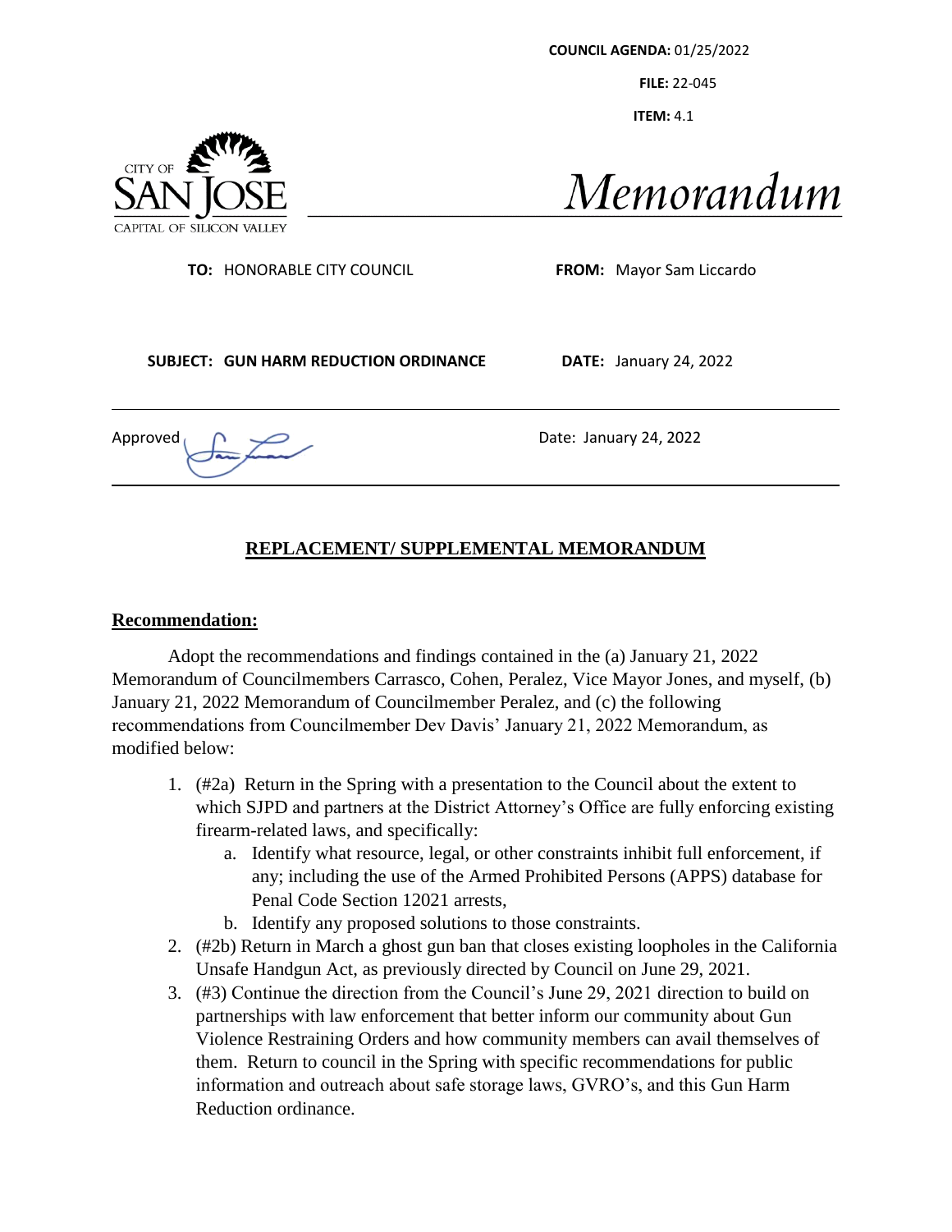**COUNCIL AGENDA:** 01/25/2022

**FILE:** 22-045

**ITEM:** 4.1

CITY OF SAN JOSE
CAPITAL OF SILICON VALLEY

# *Memorandum*

**TO:** HONORABLE CITY COUNCIL

**FROM:** Mayor Sam Liccardo

**SUBJECT: GUN HARM REDUCTION ORDINANCE**

**DATE:** January 24, 2022

Approved

Date: January 24, 2022

## REPLACEMENT/ SUPPLEMENTAL MEMORANDUM

### Recommendation:

Adopt the recommendations and findings contained in the (a) January 21, 2022 Memorandum of Councilmembers Carrasco, Cohen, Peralez, Vice Mayor Jones, and myself, (b) January 21, 2022 Memorandum of Councilmember Peralez, and (c) the following recommendations from Councilmember Dev Davis' January 21, 2022 Memorandum, as modified below:

1. (#2a) Return in the Spring with a presentation to the Council about the extent to which SJPD and partners at the District Attorney's Office are fully enforcing existing firearm-related laws, and specifically:
    a. Identify what resource, legal, or other constraints inhibit full enforcement, if any; including the use of the Armed Prohibited Persons (APPS) database for Penal Code Section 12021 arrests,
    b. Identify any proposed solutions to those constraints.
2. (#2b) Return in March a ghost gun ban that closes existing loopholes in the California Unsafe Handgun Act, as previously directed by Council on June 29, 2021.
3. (#3) Continue the direction from the Council's June 29, 2021 direction to build on partnerships with law enforcement that better inform our community about Gun Violence Restraining Orders and how community members can avail themselves of them. Return to council in the Spring with specific recommendations for public information and outreach about safe storage laws, GVRO's, and this Gun Harm Reduction ordinance.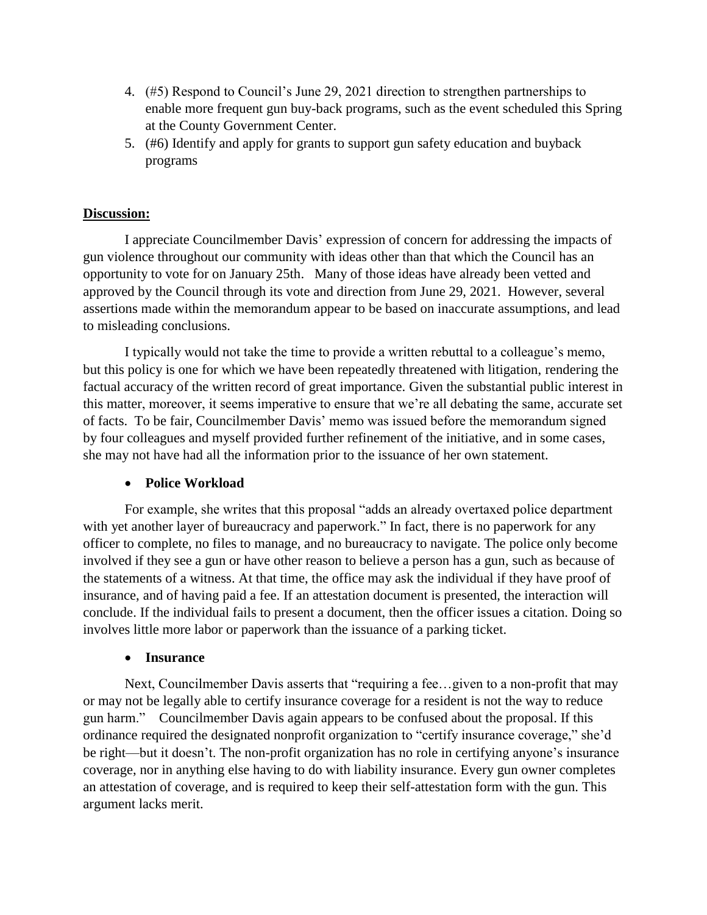4. (#5) Respond to Council's June 29, 2021 direction to strengthen partnerships to enable more frequent gun buy-back programs, such as the event scheduled this Spring at the County Government Center.
5. (#6) Identify and apply for grants to support gun safety education and buyback programs

**Discussion:**

I appreciate Councilmember Davis' expression of concern for addressing the impacts of gun violence throughout our community with ideas other than that which the Council has an opportunity to vote for on January 25th. Many of those ideas have already been vetted and approved by the Council through its vote and direction from June 29, 2021. However, several assertions made within the memorandum appear to be based on inaccurate assumptions, and lead to misleading conclusions.

I typically would not take the time to provide a written rebuttal to a colleague's memo, but this policy is one for which we have been repeatedly threatened with litigation, rendering the factual accuracy of the written record of great importance. Given the substantial public interest in this matter, moreover, it seems imperative to ensure that we're all debating the same, accurate set of facts. To be fair, Councilmember Davis' memo was issued before the memorandum signed by four colleagues and myself provided further refinement of the initiative, and in some cases, she may not have had all the information prior to the issuance of her own statement.

- **Police Workload**

For example, she writes that this proposal "adds an already overtaxed police department with yet another layer of bureaucracy and paperwork." In fact, there is no paperwork for any officer to complete, no files to manage, and no bureaucracy to navigate. The police only become involved if they see a gun or have other reason to believe a person has a gun, such as because of the statements of a witness. At that time, the office may ask the individual if they have proof of insurance, and of having paid a fee. If an attestation document is presented, the interaction will conclude. If the individual fails to present a document, then the officer issues a citation. Doing so involves little more labor or paperwork than the issuance of a parking ticket.

- **Insurance**

Next, Councilmember Davis asserts that "requiring a fee…given to a non-profit that may or may not be legally able to certify insurance coverage for a resident is not the way to reduce gun harm." Councilmember Davis again appears to be confused about the proposal. If this ordinance required the designated nonprofit organization to "certify insurance coverage," she'd be right—but it doesn't. The non-profit organization has no role in certifying anyone's insurance coverage, nor in anything else having to do with liability insurance. Every gun owner completes an attestation of coverage, and is required to keep their self-attestation form with the gun. This argument lacks merit.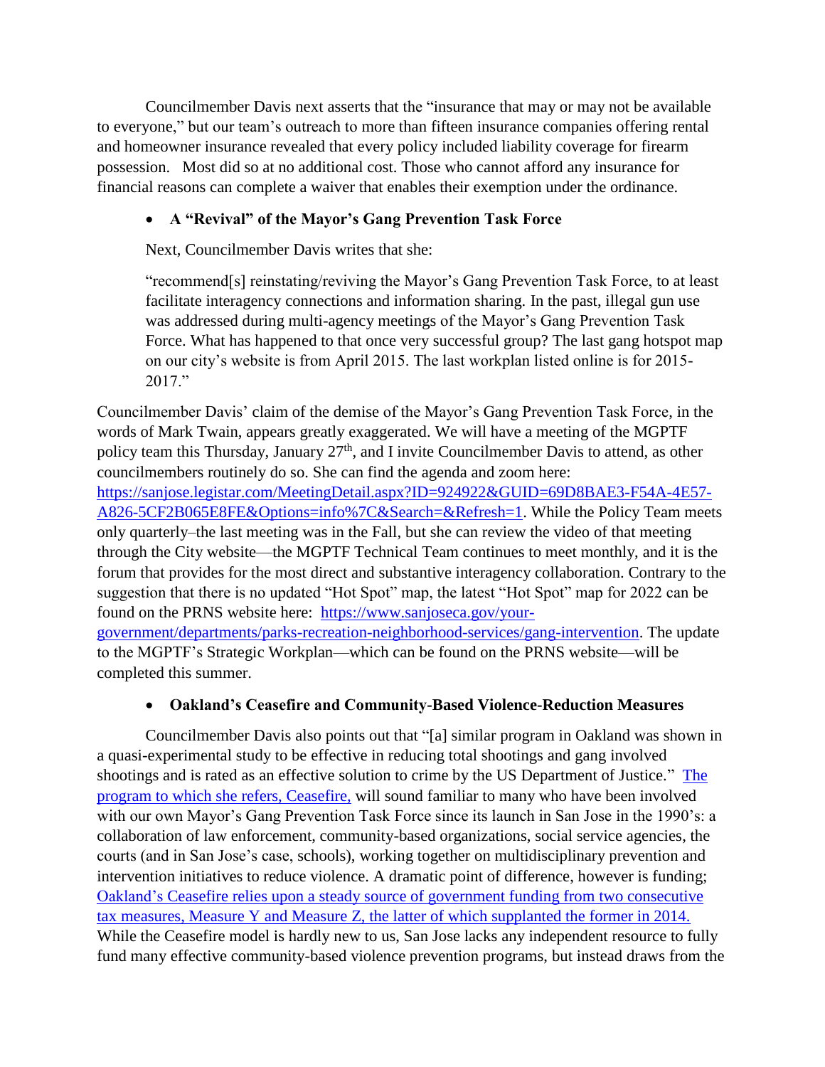Councilmember Davis next asserts that the "insurance that may or may not be available to everyone," but our team's outreach to more than fifteen insurance companies offering rental and homeowner insurance revealed that every policy included liability coverage for firearm possession. Most did so at no additional cost. Those who cannot afford any insurance for financial reasons can complete a waiver that enables their exemption under the ordinance.

- **A "Revival" of the Mayor's Gang Prevention Task Force**

Next, Councilmember Davis writes that she:

> "recommend[s] reinstating/reviving the Mayor's Gang Prevention Task Force, to at least facilitate interagency connections and information sharing. In the past, illegal gun use was addressed during multi-agency meetings of the Mayor's Gang Prevention Task Force. What has happened to that once very successful group? The last gang hotspot map on our city's website is from April 2015. The last workplan listed online is for 2015-2017."

Councilmember Davis' claim of the demise of the Mayor's Gang Prevention Task Force, in the words of Mark Twain, appears greatly exaggerated. We will have a meeting of the MGPTF policy team this Thursday, January 27th, and I invite Councilmember Davis to attend, as other councilmembers routinely do so. She can find the agenda and zoom here: [https://sanjose.legistar.com/MeetingDetail.aspx?ID=924922&GUID=69D8BAE3-F54A-4E57-A826-5CF2B065E8FE&Options=info%7C&Search=&Refresh=1](https://sanjose.legistar.com/MeetingDetail.aspx?ID=924922&GUID=69D8BAE3-F54A-4E57-A826-5CF2B065E8FE&Options=info%7C&Search=&Refresh=1). While the Policy Team meets only quarterly–the last meeting was in the Fall, but she can review the video of that meeting through the City website—the MGPTF Technical Team continues to meet monthly, and it is the forum that provides for the most direct and substantive interagency collaboration. Contrary to the suggestion that there is no updated "Hot Spot" map, the latest "Hot Spot" map for 2022 can be found on the PRNS website here: [https://www.sanjoseca.gov/your-government/departments/parks-recreation-neighborhood-services/gang-intervention](https://www.sanjoseca.gov/your-government/departments/parks-recreation-neighborhood-services/gang-intervention). The update to the MGPTF's Strategic Workplan—which can be found on the PRNS website—will be completed this summer.

- **Oakland's Ceasefire and Community-Based Violence-Reduction Measures**

Councilmember Davis also points out that "[a] similar program in Oakland was shown in a quasi-experimental study to be effective in reducing total shootings and gang involved shootings and is rated as an effective solution to crime by the US Department of Justice." The program to which she refers, Ceasefire, will sound familiar to many who have been involved with our own Mayor's Gang Prevention Task Force since its launch in San Jose in the 1990's: a collaboration of law enforcement, community-based organizations, social service agencies, the courts (and in San Jose's case, schools), working together on multidisciplinary prevention and intervention initiatives to reduce violence. A dramatic point of difference, however is funding; Oakland's Ceasefire relies upon a steady source of government funding from two consecutive tax measures, Measure Y and Measure Z, the latter of which supplanted the former in 2014. While the Ceasefire model is hardly new to us, San Jose lacks any independent resource to fully fund many effective community-based violence prevention programs, but instead draws from the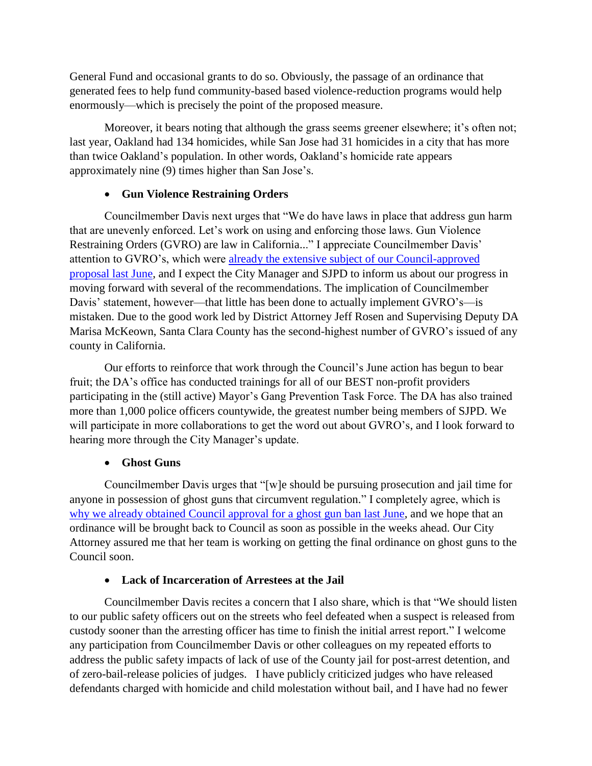General Fund and occasional grants to do so. Obviously, the passage of an ordinance that generated fees to help fund community-based based violence-reduction programs would help enormously—which is precisely the point of the proposed measure.

Moreover, it bears noting that although the grass seems greener elsewhere; it's often not; last year, Oakland had 134 homicides, while San Jose had 31 homicides in a city that has more than twice Oakland's population. In other words, Oakland's homicide rate appears approximately nine (9) times higher than San Jose's.

- **Gun Violence Restraining Orders**

Councilmember Davis next urges that "We do have laws in place that address gun harm that are unevenly enforced. Let's work on using and enforcing those laws. Gun Violence Restraining Orders (GVRO) are law in California..." I appreciate Councilmember Davis' attention to GVRO's, which were already the extensive subject of our Council-approved proposal last June, and I expect the City Manager and SJPD to inform us about our progress in moving forward with several of the recommendations. The implication of Councilmember Davis' statement, however—that little has been done to actually implement GVRO's—is mistaken. Due to the good work led by District Attorney Jeff Rosen and Supervising Deputy DA Marisa McKeown, Santa Clara County has the second-highest number of GVRO's issued of any county in California.

Our efforts to reinforce that work through the Council's June action has begun to bear fruit; the DA's office has conducted trainings for all of our BEST non-profit providers participating in the (still active) Mayor's Gang Prevention Task Force. The DA has also trained more than 1,000 police officers countywide, the greatest number being members of SJPD. We will participate in more collaborations to get the word out about GVRO's, and I look forward to hearing more through the City Manager's update.

- **Ghost Guns**

Councilmember Davis urges that "[w]e should be pursuing prosecution and jail time for anyone in possession of ghost guns that circumvent regulation." I completely agree, which is why we already obtained Council approval for a ghost gun ban last June, and we hope that an ordinance will be brought back to Council as soon as possible in the weeks ahead. Our City Attorney assured me that her team is working on getting the final ordinance on ghost guns to the Council soon.

- **Lack of Incarceration of Arrestees at the Jail**

Councilmember Davis recites a concern that I also share, which is that "We should listen to our public safety officers out on the streets who feel defeated when a suspect is released from custody sooner than the arresting officer has time to finish the initial arrest report." I welcome any participation from Councilmember Davis or other colleagues on my repeated efforts to address the public safety impacts of lack of use of the County jail for post-arrest detention, and of zero-bail-release policies of judges. I have publicly criticized judges who have released defendants charged with homicide and child molestation without bail, and I have had no fewer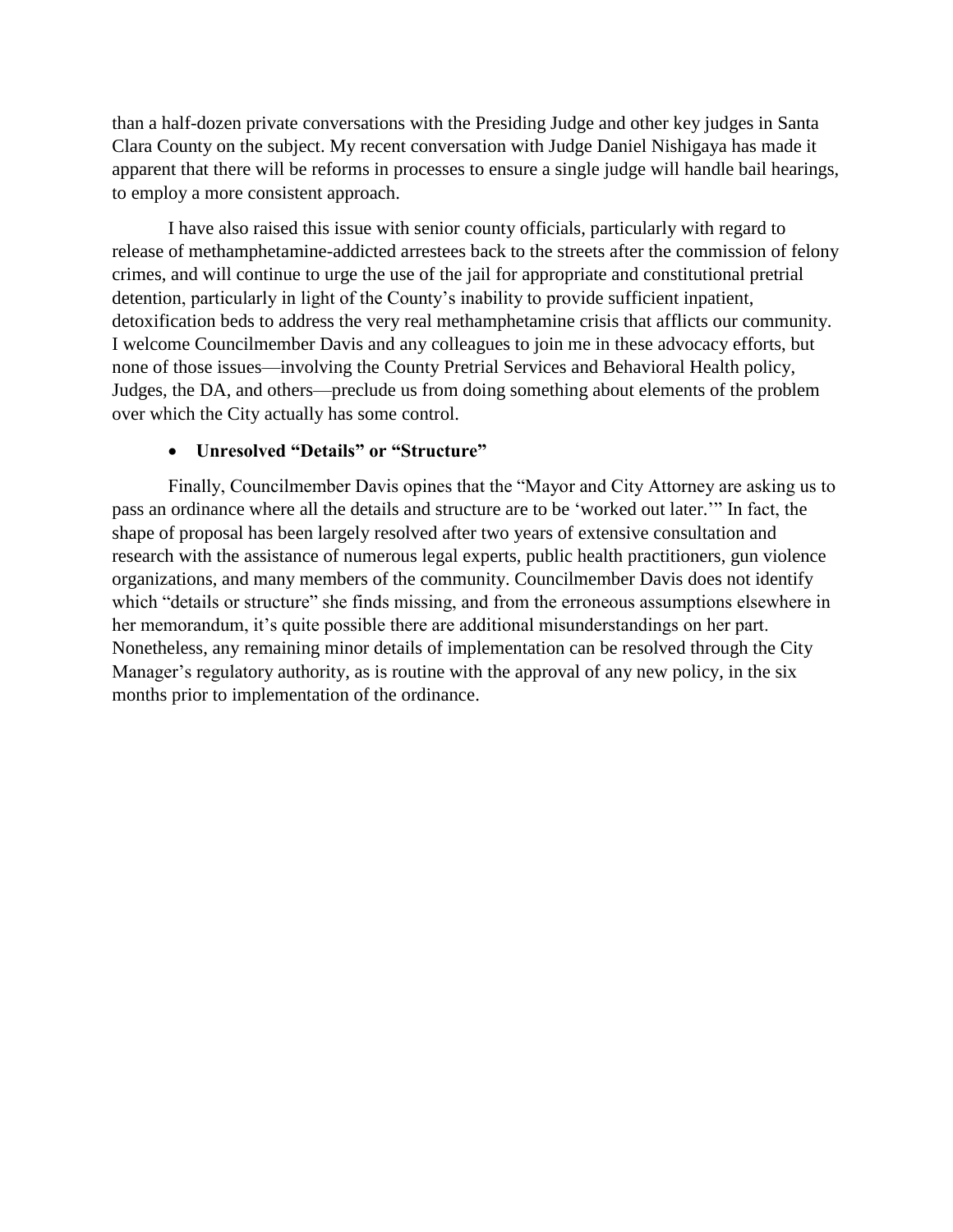than a half-dozen private conversations with the Presiding Judge and other key judges in Santa Clara County on the subject. My recent conversation with Judge Daniel Nishigaya has made it apparent that there will be reforms in processes to ensure a single judge will handle bail hearings, to employ a more consistent approach.

I have also raised this issue with senior county officials, particularly with regard to release of methamphetamine-addicted arrestees back to the streets after the commission of felony crimes, and will continue to urge the use of the jail for appropriate and constitutional pretrial detention, particularly in light of the County's inability to provide sufficient inpatient, detoxification beds to address the very real methamphetamine crisis that afflicts our community. I welcome Councilmember Davis and any colleagues to join me in these advocacy efforts, but none of those issues—involving the County Pretrial Services and Behavioral Health policy, Judges, the DA, and others—preclude us from doing something about elements of the problem over which the City actually has some control.

- **Unresolved "Details" or "Structure"**

Finally, Councilmember Davis opines that the "Mayor and City Attorney are asking us to pass an ordinance where all the details and structure are to be 'worked out later.'" In fact, the shape of proposal has been largely resolved after two years of extensive consultation and research with the assistance of numerous legal experts, public health practitioners, gun violence organizations, and many members of the community. Councilmember Davis does not identify which "details or structure" she finds missing, and from the erroneous assumptions elsewhere in her memorandum, it's quite possible there are additional misunderstandings on her part. Nonetheless, any remaining minor details of implementation can be resolved through the City Manager's regulatory authority, as is routine with the approval of any new policy, in the six months prior to implementation of the ordinance.